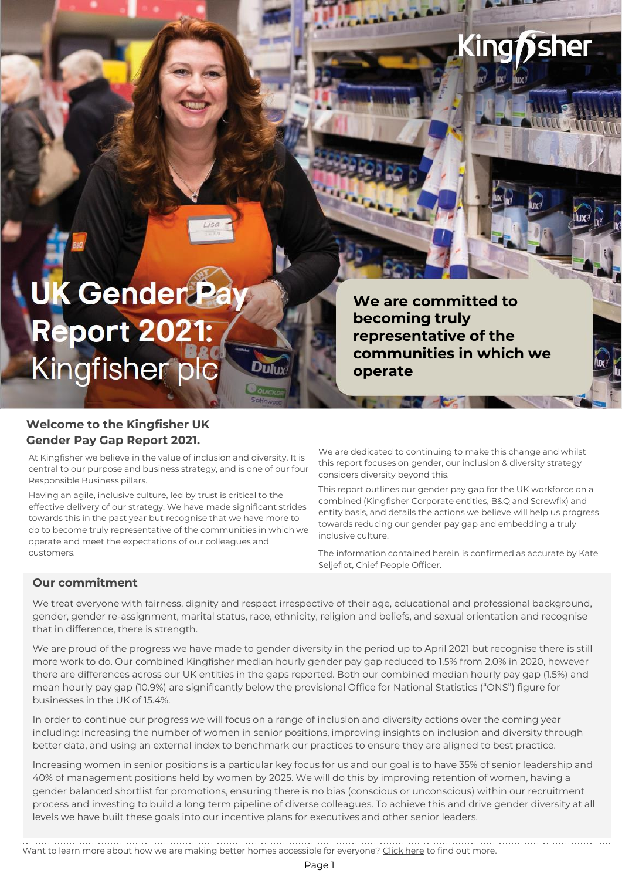# UK Gender Pay Report 2021: Kingfisher plc

**We are committed to becoming truly representative of the communities in which we operate**

## Welcome to the Kingfisher UK Gender Pay Gap Report 2021.

At Kingfisher we believe in the value of inclusion and diversity. It is central to our purpose and business strategy, and is one of our four Responsible Business pillars.

Having an agile, inclusive culture, led by trust is critical to the effective delivery of our strategy. We have made significant strides towards this in the past year but recognise that we have more to do to become truly representative of the communities in which we operate and meet the expectations of our colleagues and customers.

We are dedicated to continuing to make this change and whilst this report focuses on gender, our inclusion & diversity strategy considers diversity beyond this.

This report outlines our gender pay gap for the UK workforce on a combined (Kingfisher Corporate entities, B&Q and Screwfix) and entity basis, and details the actions we believe will help us progress towards reducing our gender pay gap and embedding a truly inclusive culture.

The information contained herein is confirmed as accurate by Kate Seljeflot, Chief People Officer.

## Our commitment

We treat everyone with fairness, dignity and respect irrespective of their age, educational and professional background, gender, gender re-assignment, marital status, race, ethnicity, religion and beliefs, and sexual orientation and recognise that in difference, there is strength.

We are proud of the progress we have made to gender diversity in the period up to April 2021 but recognise there is still more work to do. Our combined Kingfisher median hourly gender pay gap reduced to 1.5% from 2.0% in 2020, however there are differences across our UK entities in the gaps reported. Both our combined median hourly pay gap (1.5%) and mean hourly pay gap (10.9%) are significantly below the provisional Office for National Statistics ("ONS") figure for businesses in the UK of 15.4%.

In order to continue our progress we will focus on a range of inclusion and diversity actions over the coming year including: increasing the number of women in senior positions, improving insights on inclusion and diversity through better data, and using an external index to benchmark our practices to ensure they are aligned to best practice.

Increasing women in senior positions is a particular key focus for us and our goal is to have 35% of senior leadership and 40% of management positions held by women by 2025. We will do this by improving retention of women, having a gender balanced shortlist for promotions, ensuring there is no bias (conscious or unconscious) within our recruitment process and investing to build a long term pipeline of diverse colleagues. To achieve this and drive gender diversity at all levels we have built these goals into our incentive plans for executives and other senior leaders.

Want to learn more about how we are making better homes accessible for everyone? Click here to find out more.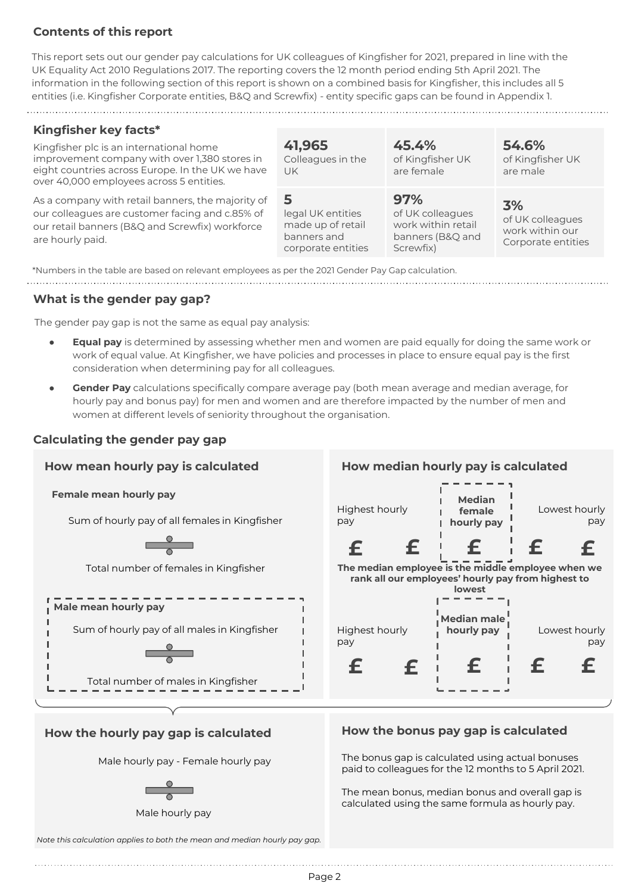## Contents of this report

This report sets out our gender pay calculations for UK colleagues of Kingfisher for 2021, prepared in line with the UK Equality Act 2010 Regulations 2017. The reporting covers the 12 month period ending 5th April 2021. The information in the following section of this report is shown on a combined basis for Kingfisher, this includes all 5 entities (i.e. Kingfisher Corporate entities, B&Q and Screwfix) - entity specific gaps can be found in Appendix 1.

## Kingfisher key facts*

Kingfisher plc is an international home improvement company with over 1,380 stores in eight countries across Europe. In the UK we have over 40,000 employees across 5 entities.

As a company with retail banners, the majority of our colleagues are customer facing and c.85% of our retail banners (B&Q and Screwfix) workforce are hourly paid.

| | | |
|---|---|---|
| **41,965** Colleagues in the UK | **45.4%** of Kingfisher UK are female | **54.6%** of Kingfisher UK are male |
| **5** legal UK entities made up of retail banners and corporate entities | **97%** of UK colleagues work within retail banners (B&Q and Screwfix) | **3%** of UK colleagues work within our Corporate entities |

*Numbers in the table are based on relevant employees as per the 2021 Gender Pay Gap calculation.

## What is the gender pay gap?

The gender pay gap is not the same as equal pay analysis:

- **Equal pay** is determined by assessing whether men and women are paid equally for doing the same work or work of equal value. At Kingfisher, we have policies and processes in place to ensure equal pay is the first consideration when determining pay for all colleagues.
- **Gender Pay** calculations specifically compare average pay (both mean average and median average, for hourly pay and bonus pay) for men and women and are therefore impacted by the number of men and women at different levels of seniority throughout the organisation.

## Calculating the gender pay gap

### How mean hourly pay is calculated

**Female mean hourly pay**

$$\text{Female mean hourly pay} = \frac{\text{Sum of hourly pay of all females in Kingfisher}}{\text{Total number of females in Kingfisher}}$$

**Male mean hourly pay**

$$\text{Male mean hourly pay} = \frac{\text{Sum of hourly pay of all males in Kingfisher}}{\text{Total number of males in Kingfisher}}$$

### How median hourly pay is calculated

Highest hourly pay £ £ **Median female hourly pay** £ £ £ Lowest hourly pay

**The median employee is the middle employee when we rank all our employees' hourly pay from highest to lowest**

Highest hourly pay £ £ **Median male hourly pay** £ £ £ Lowest hourly pay

### How the hourly pay gap is calculated

$$\frac{\text{Male hourly pay} - \text{Female hourly pay}}{\text{Male hourly pay}}$$

*Note this calculation applies to both the mean and median hourly pay gap.*

### How the bonus pay gap is calculated

The bonus gap is calculated using actual bonuses paid to colleagues for the 12 months to 5 April 2021.

The mean bonus, median bonus and overall gap is calculated using the same formula as hourly pay.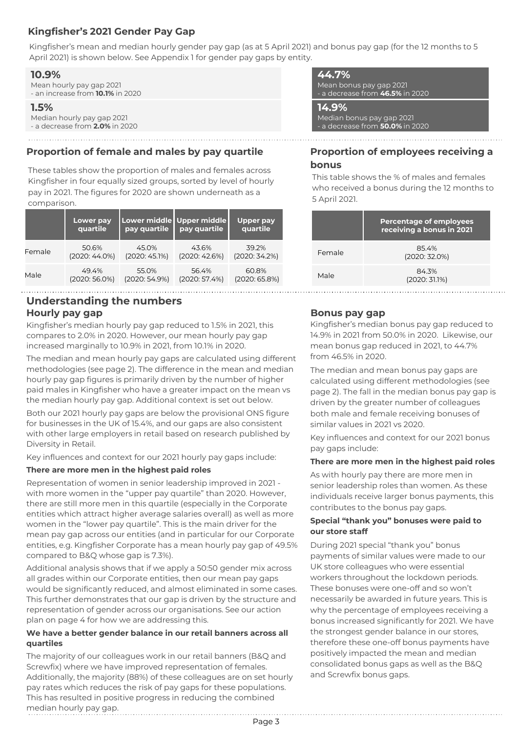## Kingfisher's 2021 Gender Pay Gap

Kingfisher's mean and median hourly gender pay gap (as at 5 April 2021) and bonus pay gap (for the 12 months to 5 April 2021) is shown below. See Appendix 1 for gender pay gaps by entity.

**10.9%**
Mean hourly pay gap 2021
- an increase from **10.1%** in 2020

**1.5%**
Median hourly pay gap 2021
- a decrease from **2.0%** in 2020

**44.7%**
Mean bonus pay gap 2021
- a decrease from **46.5%** in 2020

**14.9%**
Median bonus pay gap 2021
- a decrease from **50.0%** in 2020

### Proportion of female and males by pay quartile

These tables show the proportion of males and females across Kingfisher in four equally sized groups, sorted by level of hourly pay in 2021. The figures for 2020 are shown underneath as a comparison.

| | Lower pay quartile | Lower middle pay quartile | Upper middle pay quartile | Upper pay quartile |
|---|---|---|---|---|
| Female | 50.6% (2020: 44.0%) | 45.0% (2020: 45.1%) | 43.6% (2020: 42.6%) | 39.2% (2020: 34.2%) |
| Male | 49.4% (2020: 56.0%) | 55.0% (2020: 54.9%) | 56.4% (2020: 57.4%) | 60.8% (2020: 65.8%) |

### Proportion of employees receiving a bonus

This table shows the % of males and females who received a bonus during the 12 months to 5 April 2021.

| | Percentage of employees receiving a bonus in 2021 |
|---|---|
| Female | 85.4% (2020: 32.0%) |
| Male | 84.3% (2020: 31.1%) |

## Understanding the numbers

### Hourly pay gap

Kingfisher's median hourly pay gap reduced to 1.5% in 2021, this compares to 2.0% in 2020. However, our mean hourly pay gap increased marginally to 10.9% in 2021, from 10.1% in 2020.

The median and mean hourly pay gaps are calculated using different methodologies (see page 2). The difference in the mean and median hourly pay gap figures is primarily driven by the number of higher paid males in Kingfisher who have a greater impact on the mean vs the median hourly pay gap. Additional context is set out below.

Both our 2021 hourly pay gaps are below the provisional ONS figure for businesses in the UK of 15.4%, and our gaps are also consistent with other large employers in retail based on research published by Diversity in Retail.

Key influences and context for our 2021 hourly pay gaps include:

**There are more men in the highest paid roles**

Representation of women in senior leadership improved in 2021 - with more women in the "upper pay quartile" than 2020. However, there are still more men in this quartile (especially in the Corporate entities which attract higher average salaries overall) as well as more women in the "lower pay quartile". This is the main driver for the mean pay gap across our entities (and in particular for our Corporate entities, e.g. Kingfisher Corporate has a mean hourly pay gap of 49.5% compared to B&Q whose gap is 7.3%).

Additional analysis shows that if we apply a 50:50 gender mix across all grades within our Corporate entities, then our mean pay gaps would be significantly reduced, and almost eliminated in some cases. This further demonstrates that our gap is driven by the structure and representation of gender across our organisations. See our action plan on page 4 for how we are addressing this.

**We have a better gender balance in our retail banners across all quartiles**

The majority of our colleagues work in our retail banners (B&Q and Screwfix) where we have improved representation of females. Additionally, the majority (88%) of these colleagues are on set hourly pay rates which reduces the risk of pay gaps for these populations. This has resulted in positive progress in reducing the combined median hourly pay gap.

### Bonus pay gap

Kingfisher's median bonus pay gap reduced to 14.9% in 2021 from 50.0% in 2020. Likewise, our mean bonus gap reduced in 2021, to 44.7% from 46.5% in 2020.

The median and mean bonus pay gaps are calculated using different methodologies (see page 2). The fall in the median bonus pay gap is driven by the greater number of colleagues both male and female receiving bonuses of similar values in 2021 vs 2020.

Key influences and context for our 2021 bonus pay gaps include:

**There are more men in the highest paid roles**

As with hourly pay there are more men in senior leadership roles than women. As these individuals receive larger bonus payments, this contributes to the bonus pay gaps.

**Special "thank you" bonuses were paid to our store staff**

During 2021 special "thank you" bonus payments of similar values were made to our UK store colleagues who were essential workers throughout the lockdown periods. These bonuses were one-off and so won't necessarily be awarded in future years. This is why the percentage of employees receiving a bonus increased significantly for 2021. We have the strongest gender balance in our stores, therefore these one-off bonus payments have positively impacted the mean and median consolidated bonus gaps as well as the B&Q and Screwfix bonus gaps.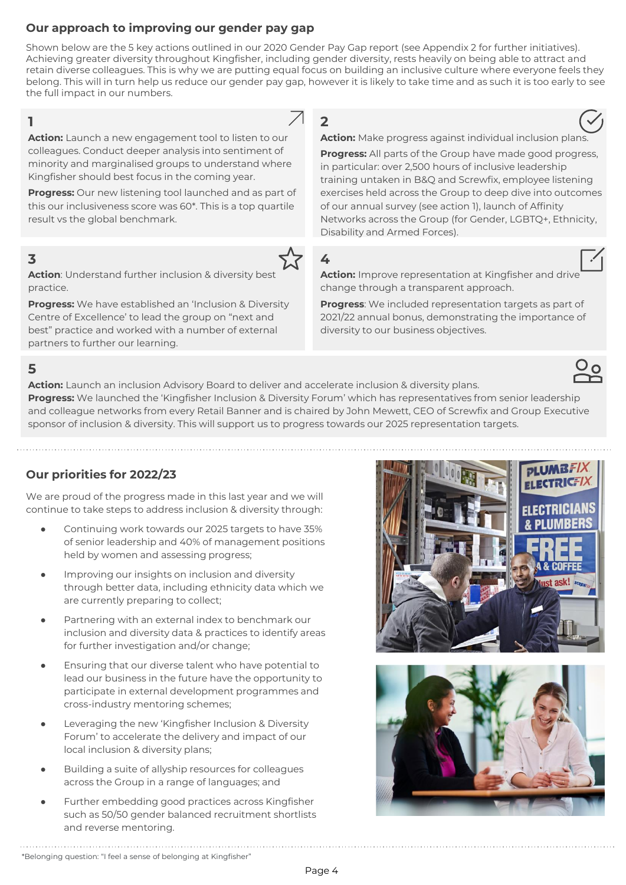## Our approach to improving our gender pay gap

Shown below are the 5 key actions outlined in our 2020 Gender Pay Gap report (see Appendix 2 for further initiatives). Achieving greater diversity throughout Kingfisher, including gender diversity, rests heavily on being able to attract and retain diverse colleagues. This is why we are putting equal focus on building an inclusive culture where everyone feels they belong. This will in turn help us reduce our gender pay gap, however it is likely to take time and as such it is too early to see the full impact in our numbers.

### 1

**Action:** Launch a new engagement tool to listen to our colleagues. Conduct deeper analysis into sentiment of minority and marginalised groups to understand where Kingfisher should best focus in the coming year.

**Progress:** Our new listening tool launched and as part of this our inclusiveness score was 60*. This is a top quartile result vs the global benchmark.

### 2

**Action:** Make progress against individual inclusion plans.

**Progress:** All parts of the Group have made good progress, in particular: over 2,500 hours of inclusive leadership training untaken in B&Q and Screwfix, employee listening exercises held across the Group to deep dive into outcomes of our annual survey (see action 1), launch of Affinity Networks across the Group (for Gender, LGBTQ+, Ethnicity, Disability and Armed Forces).

### 3

**Action**: Understand further inclusion & diversity best practice.

**Progress:** We have established an 'Inclusion & Diversity Centre of Excellence' to lead the group on "next and best" practice and worked with a number of external partners to further our learning.

### 4

**Action:** Improve representation at Kingfisher and drive change through a transparent approach.

**Progress**: We included representation targets as part of 2021/22 annual bonus, demonstrating the importance of diversity to our business objectives.

### 5

**Action:** Launch an inclusion Advisory Board to deliver and accelerate inclusion & diversity plans.

**Progress:** We launched the 'Kingfisher Inclusion & Diversity Forum' which has representatives from senior leadership and colleague networks from every Retail Banner and is chaired by John Mewett, CEO of Screwfix and Group Executive sponsor of inclusion & diversity. This will support us to progress towards our 2025 representation targets.

## Our priorities for 2022/23

We are proud of the progress made in this last year and we will continue to take steps to address inclusion & diversity through:

- Continuing work towards our 2025 targets to have 35% of senior leadership and 40% of management positions held by women and assessing progress;
- Improving our insights on inclusion and diversity through better data, including ethnicity data which we are currently preparing to collect;
- Partnering with an external index to benchmark our inclusion and diversity data & practices to identify areas for further investigation and/or change;
- Ensuring that our diverse talent who have potential to lead our business in the future have the opportunity to participate in external development programmes and cross-industry mentoring schemes;
- Leveraging the new 'Kingfisher Inclusion & Diversity Forum' to accelerate the delivery and impact of our local inclusion & diversity plans;
- Building a suite of allyship resources for colleagues across the Group in a range of languages; and
- Further embedding good practices across Kingfisher such as 50/50 gender balanced recruitment shortlists and reverse mentoring.

*Belonging question: "I feel a sense of belonging at Kingfisher"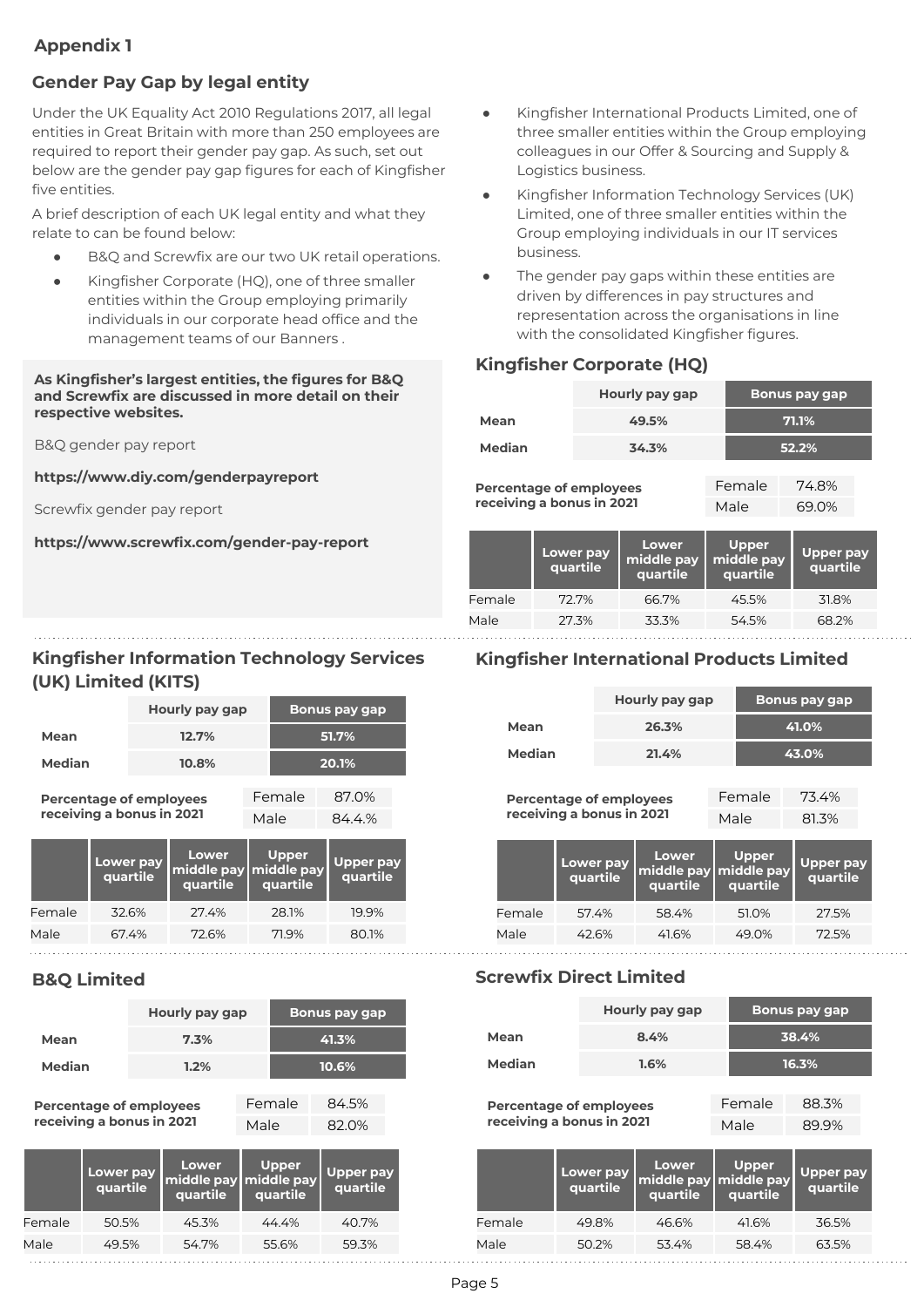## Appendix 1

### Gender Pay Gap by legal entity

Under the UK Equality Act 2010 Regulations 2017, all legal entities in Great Britain with more than 250 employees are required to report their gender pay gap. As such, set out below are the gender pay gap figures for each of Kingfisher five entities.

A brief description of each UK legal entity and what they relate to can be found below:

- B&Q and Screwfix are our two UK retail operations.
- Kingfisher Corporate (HQ), one of three smaller entities within the Group employing primarily individuals in our corporate head office and the management teams of our Banners .
- Kingfisher International Products Limited, one of three smaller entities within the Group employing colleagues in our Offer & Sourcing and Supply & Logistics business.
- Kingfisher Information Technology Services (UK) Limited, one of three smaller entities within the Group employing individuals in our IT services business.
- The gender pay gaps within these entities are driven by differences in pay structures and representation across the organisations in line with the consolidated Kingfisher figures.

**As Kingfisher's largest entities, the figures for B&Q and Screwfix are discussed in more detail on their respective websites.**

B&Q gender pay report

**https://www.diy.com/genderpayreport**

Screwfix gender pay report

**https://www.screwfix.com/gender-pay-report**

### Kingfisher Corporate (HQ)

| | Hourly pay gap | Bonus pay gap |
|---|---|---|
| **Mean** | 49.5% | 71.1% |
| **Median** | 34.3% | 52.2% |

| Percentage of employees receiving a bonus in 2021 | |
|---|---|
| Female | 74.8% |
| Male | 69.0% |

| | Lower pay quartile | Lower middle pay quartile | Upper middle pay quartile | Upper pay quartile |
|---|---|---|---|---|
| Female | 72.7% | 66.7% | 45.5% | 31.8% |
| Male | 27.3% | 33.3% | 54.5% | 68.2% |

### Kingfisher Information Technology Services (UK) Limited (KITS)

| | Hourly pay gap | Bonus pay gap |
|---|---|---|
| **Mean** | 12.7% | 51.7% |
| **Median** | 10.8% | 20.1% |

| Percentage of employees receiving a bonus in 2021 | |
|---|---|
| Female | 87.0% |
| Male | 84.4.% |

| | Lower pay quartile | Lower middle pay quartile | Upper middle pay quartile | Upper pay quartile |
|---|---|---|---|---|
| Female | 32.6% | 27.4% | 28.1% | 19.9% |
| Male | 67.4% | 72.6% | 71.9% | 80.1% |

### Kingfisher International Products Limited

| | Hourly pay gap | Bonus pay gap |
|---|---|---|
| **Mean** | 26.3% | 41.0% |
| **Median** | 21.4% | 43.0% |

| Percentage of employees receiving a bonus in 2021 | |
|---|---|
| Female | 73.4% |
| Male | 81.3% |

| | Lower pay quartile | Lower middle pay quartile | Upper middle pay quartile | Upper pay quartile |
|---|---|---|---|---|
| Female | 57.4% | 58.4% | 51.0% | 27.5% |
| Male | 42.6% | 41.6% | 49.0% | 72.5% |

### B&Q Limited

| | Hourly pay gap | Bonus pay gap |
|---|---|---|
| **Mean** | 7.3% | 41.3% |
| **Median** | 1.2% | 10.6% |

| Percentage of employees receiving a bonus in 2021 | |
|---|---|
| Female | 84.5% |
| Male | 82.0% |

| | Lower pay quartile | Lower middle pay quartile | Upper middle pay quartile | Upper pay quartile |
|---|---|---|---|---|
| Female | 50.5% | 45.3% | 44.4% | 40.7% |
| Male | 49.5% | 54.7% | 55.6% | 59.3% |

### Screwfix Direct Limited

| | Hourly pay gap | Bonus pay gap |
|---|---|---|
| **Mean** | 8.4% | 38.4% |
| **Median** | 1.6% | 16.3% |

| Percentage of employees receiving a bonus in 2021 | |
|---|---|
| Female | 88.3% |
| Male | 89.9% |

| | Lower pay quartile | Lower middle pay quartile | Upper middle pay quartile | Upper pay quartile |
|---|---|---|---|---|
| Female | 49.8% | 46.6% | 41.6% | 36.5% |
| Male | 50.2% | 53.4% | 58.4% | 63.5% |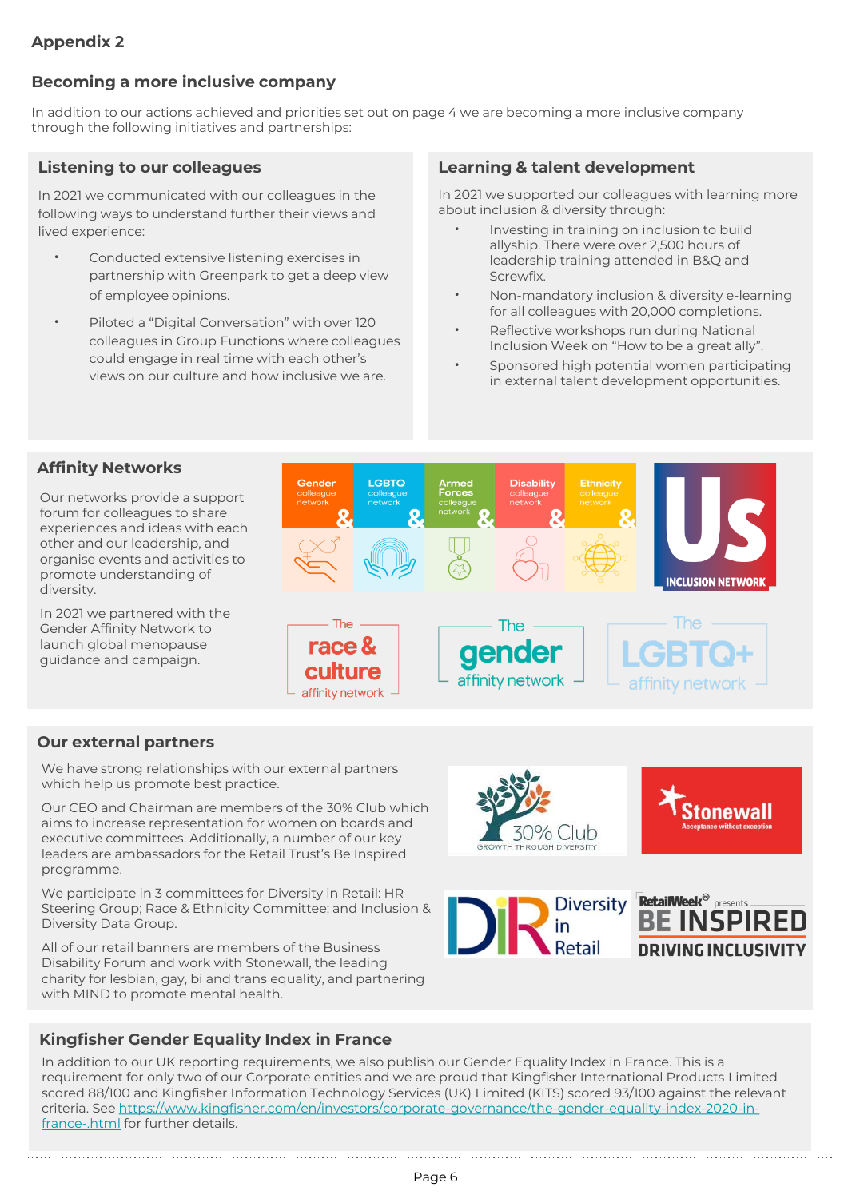## Appendix 2

## Becoming a more inclusive company

In addition to our actions achieved and priorities set out on page 4 we are becoming a more inclusive company through the following initiatives and partnerships:

### Listening to our colleagues

In 2021 we communicated with our colleagues in the following ways to understand further their views and lived experience:

- Conducted extensive listening exercises in partnership with Greenpark to get a deep view of employee opinions.
- Piloted a "Digital Conversation" with over 120 colleagues in Group Functions where colleagues could engage in real time with each other's views on our culture and how inclusive we are.

### Learning & talent development

In 2021 we supported our colleagues with learning more about inclusion & diversity through:

- Investing in training on inclusion to build allyship. There were over 2,500 hours of leadership training attended in B&Q and Screwfix.
- Non-mandatory inclusion & diversity e-learning for all colleagues with 20,000 completions.
- Reflective workshops run during National Inclusion Week on "How to be a great ally".
- Sponsored high potential women participating in external talent development opportunities.

### Affinity Networks

Our networks provide a support forum for colleagues to share experiences and ideas with each other and our leadership, and organise events and activities to promote understanding of diversity.

In 2021 we partnered with the Gender Affinity Network to launch global menopause guidance and campaign.

Gender colleague network &
LGBTQ colleague network &
Armed Forces colleague network &
Disability colleague network &
Ethnicity colleague network &
Us INCLUSION NETWORK

The race & culture affinity network
The gender affinity network
The LGBTQ+ affinity network

### Our external partners

We have strong relationships with our external partners which help us promote best practice.

Our CEO and Chairman are members of the 30% Club which aims to increase representation for women on boards and executive committees. Additionally, a number of our key leaders are ambassadors for the Retail Trust's Be Inspired programme.

We participate in 3 committees for Diversity in Retail: HR Steering Group; Race & Ethnicity Committee; and Inclusion & Diversity Data Group.

All of our retail banners are members of the Business Disability Forum and work with Stonewall, the leading charity for lesbian, gay, bi and trans equality, and partnering with MIND to promote mental health.

30% Club GROWTH THROUGH DIVERSITY
Stonewall Acceptance without exception
DiR Diversity in Retail
RetailWeek presents BE INSPIRED DRIVING INCLUSIVITY

### Kingfisher Gender Equality Index in France

In addition to our UK reporting requirements, we also publish our Gender Equality Index in France. This is a requirement for only two of our Corporate entities and we are proud that Kingfisher International Products Limited scored 88/100 and Kingfisher Information Technology Services (UK) Limited (KITS) scored 93/100 against the relevant criteria. See https://www.kingfisher.com/en/investors/corporate-governance/the-gender-equality-index-2020-in-france-.html for further details.